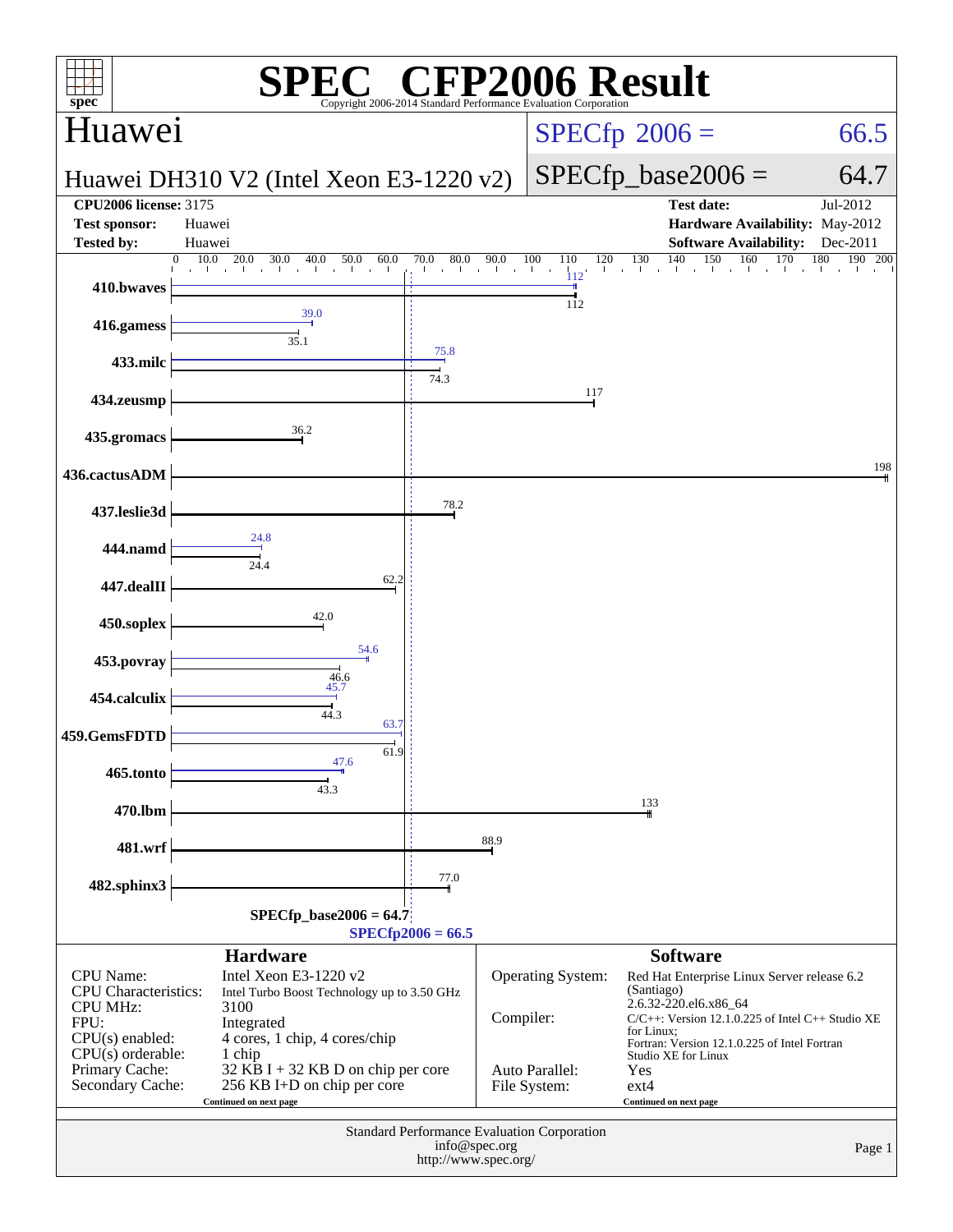# SPEC CFP2006 Result

Copyright 2006-2014 Standard Performance Evaluation Corporation

## Huawei

**Huawei DH310 V2 (Intel Xeon E3-1220 v2)**

SPECfp 2006 = 66.5

SPECfp_base2006 = 64.7

| | | | |
|---|---|---|---|
| **CPU2006 license:** 3175 | | **Test date:** | Jul-2012 |
| **Test sponsor:** | Huawei | **Hardware Availability:** | May-2012 |
| **Tested by:** | Huawei | **Software Availability:** | Dec-2011 |

| Benchmark | Peak | Base |
|---|---|---|
| 410.bwaves | 112 | 112 |
| 416.gamess | 39.0 | 35.1 |
| 433.milc | 75.8 | 74.3 |
| 434.zeusmp | | 117 |
| 435.gromacs | | 36.2 |
| 436.cactusADM | | 198 |
| 437.leslie3d | | 78.2 |
| 444.namd | 24.8 | 24.4 |
| 447.dealII | | 62.2 |
| 450.soplex | | 42.0 |
| 453.povray | 54.6 | 46.6 |
| 454.calculix | 45.7 | 44.3 |
| 459.GemsFDTD | 63.7 | 61.9 |
| 465.tonto | 47.6 | 43.3 |
| 470.lbm | | 133 |
| 481.wrf | | 88.9 |
| 482.sphinx3 | | 77.0 |

SPECfp_base2006 = 64.7

SPECfp2006 = 66.5

### Hardware

| | |
|---|---|
| CPU Name: | Intel Xeon E3-1220 v2 |
| CPU Characteristics: | Intel Turbo Boost Technology up to 3.50 GHz |
| CPU MHz: | 3100 |
| FPU: | Integrated |
| CPU(s) enabled: | 4 cores, 1 chip, 4 cores/chip |
| CPU(s) orderable: | 1 chip |
| Primary Cache: | 32 KB I + 32 KB D on chip per core |
| Secondary Cache: | 256 KB I+D on chip per core |

Continued on next page

### Software

| | |
|---|---|
| Operating System: | Red Hat Enterprise Linux Server release 6.2 (Santiago) 2.6.32-220.el6.x86_64 |
| Compiler: | C/C++: Version 12.1.0.225 of Intel C++ Studio XE for Linux; Fortran: Version 12.1.0.225 of Intel Fortran Studio XE for Linux |
| Auto Parallel: | Yes |
| File System: | ext4 |

Continued on next page

Standard Performance Evaluation Corporation
info@spec.org
http://www.spec.org/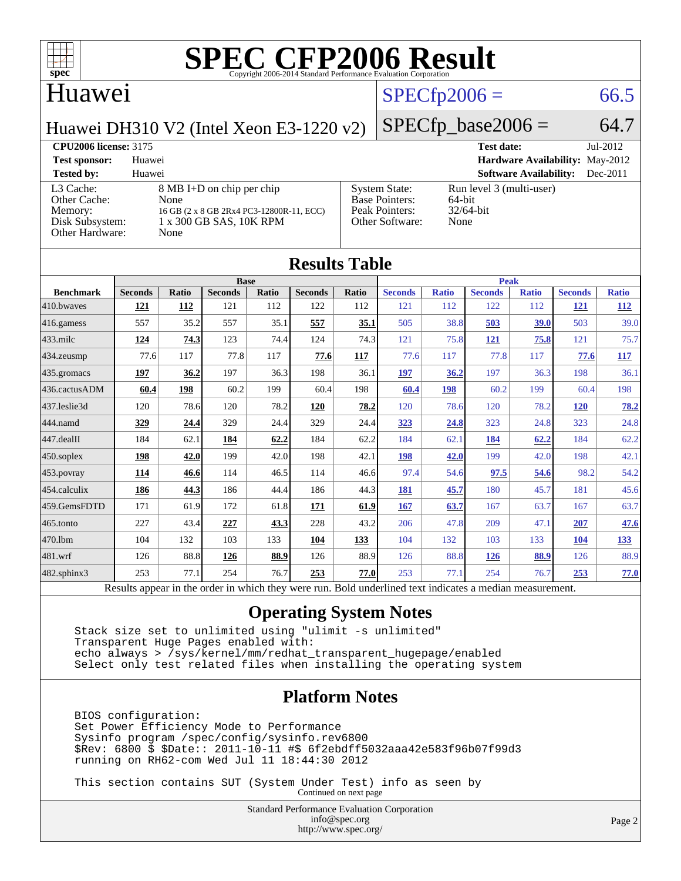# SPEC CFP2006 Result

Copyright 2006-2014 Standard Performance Evaluation Corporation

## Huawei

**Huawei DH310 V2 (Intel Xeon E3-1220 v2)**

SPECfp2006 = 66.5

SPECfp_base2006 = 64.7

**CPU2006 license:** 3175
**Test sponsor:** Huawei
**Tested by:** Huawei

**Test date:** Jul-2012
**Hardware Availability:** May-2012
**Software Availability:** Dec-2011

| | |
|---|---|
| L3 Cache: | 8 MB I+D on chip per chip |
| Other Cache: | None |
| Memory: | 16 GB (2 x 8 GB 2Rx4 PC3-12800R-11, ECC) |
| Disk Subsystem: | 1 x 300 GB SAS, 10K RPM |
| Other Hardware: | None |

| | |
|---|---|
| System State: | Run level 3 (multi-user) |
| Base Pointers: | 64-bit |
| Peak Pointers: | 32/64-bit |
| Other Software: | None |

## Results Table

| | Base | | | | | | Peak | | | | | |
|---|---|---|---|---|---|---|---|---|---|---|---|---|
| **Benchmark** | **Seconds** | **Ratio** | **Seconds** | **Ratio** | **Seconds** | **Ratio** | **Seconds** | **Ratio** | **Seconds** | **Ratio** | **Seconds** | **Ratio** |
| 410.bwaves | **121** | **112** | 121 | 112 | 122 | 112 | 121 | 112 | 122 | 112 | **121** | **112** |
| 416.gamess | 557 | 35.2 | 557 | 35.1 | **557** | **35.1** | 505 | 38.8 | **503** | **39.0** | 503 | 39.0 |
| 433.milc | **124** | **74.3** | 123 | 74.4 | 124 | 74.3 | 121 | 75.8 | **121** | **75.8** | 121 | 75.7 |
| 434.zeusmp | 77.6 | 117 | 77.8 | 117 | **77.6** | **117** | 77.6 | 117 | 77.8 | 117 | **77.6** | **117** |
| 435.gromacs | **197** | **36.2** | 197 | 36.3 | 198 | 36.1 | **197** | **36.2** | 197 | 36.3 | 198 | 36.1 |
| 436.cactusADM | **60.4** | **198** | 60.2 | 199 | 60.4 | 198 | **60.4** | **198** | 60.2 | 199 | 60.4 | 198 |
| 437.leslie3d | 120 | 78.6 | 120 | 78.2 | **120** | **78.2** | 120 | 78.6 | 120 | 78.2 | **120** | **78.2** |
| 444.namd | **329** | **24.4** | 329 | 24.4 | 329 | 24.4 | **323** | **24.8** | 323 | 24.8 | 323 | 24.8 |
| 447.dealII | 184 | 62.1 | **184** | **62.2** | 184 | 62.2 | 184 | 62.1 | **184** | **62.2** | 184 | 62.2 |
| 450.soplex | **198** | **42.0** | 199 | 42.0 | 198 | 42.1 | **198** | **42.0** | 199 | 42.0 | 198 | 42.1 |
| 453.povray | **114** | **46.6** | 114 | 46.5 | 114 | 46.6 | 97.4 | 54.6 | **97.5** | **54.6** | 98.2 | 54.2 |
| 454.calculix | **186** | **44.3** | 186 | 44.4 | 186 | 44.3 | **181** | **45.7** | 180 | 45.7 | 181 | 45.6 |
| 459.GemsFDTD | 171 | 61.9 | 172 | 61.8 | **171** | **61.9** | **167** | **63.7** | 167 | 63.7 | 167 | 63.7 |
| 465.tonto | 227 | 43.4 | **227** | **43.3** | 228 | 43.2 | 206 | 47.8 | 209 | 47.1 | **207** | **47.6** |
| 470.lbm | 104 | 132 | 103 | 133 | **104** | **133** | 104 | 132 | 103 | 133 | **104** | **133** |
| 481.wrf | 126 | 88.8 | **126** | **88.9** | 126 | 88.9 | 126 | 88.8 | **126** | **88.9** | 126 | 88.9 |
| 482.sphinx3 | 253 | 77.1 | 254 | 76.7 | **253** | **77.0** | 253 | 77.1 | 254 | 76.7 | **253** | **77.0** |

Results appear in the order in which they were run. Bold underlined text indicates a median measurement.

## Operating System Notes

```
Stack size set to unlimited using "ulimit -s unlimited"
Transparent Huge Pages enabled with:
echo always > /sys/kernel/mm/redhat_transparent_hugepage/enabled
Select only test related files when installing the operating system
```

## Platform Notes

```
BIOS configuration:
Set Power Efficiency Mode to Performance
Sysinfo program /spec/config/sysinfo.rev6800
$Rev: 6800 $ $Date:: 2011-10-11 #$ 6f2ebdff5032aaa42e583f96b07f99d3
running on RH62-com Wed Jul 11 18:44:30 2012

This section contains SUT (System Under Test) info as seen by
```

Continued on next page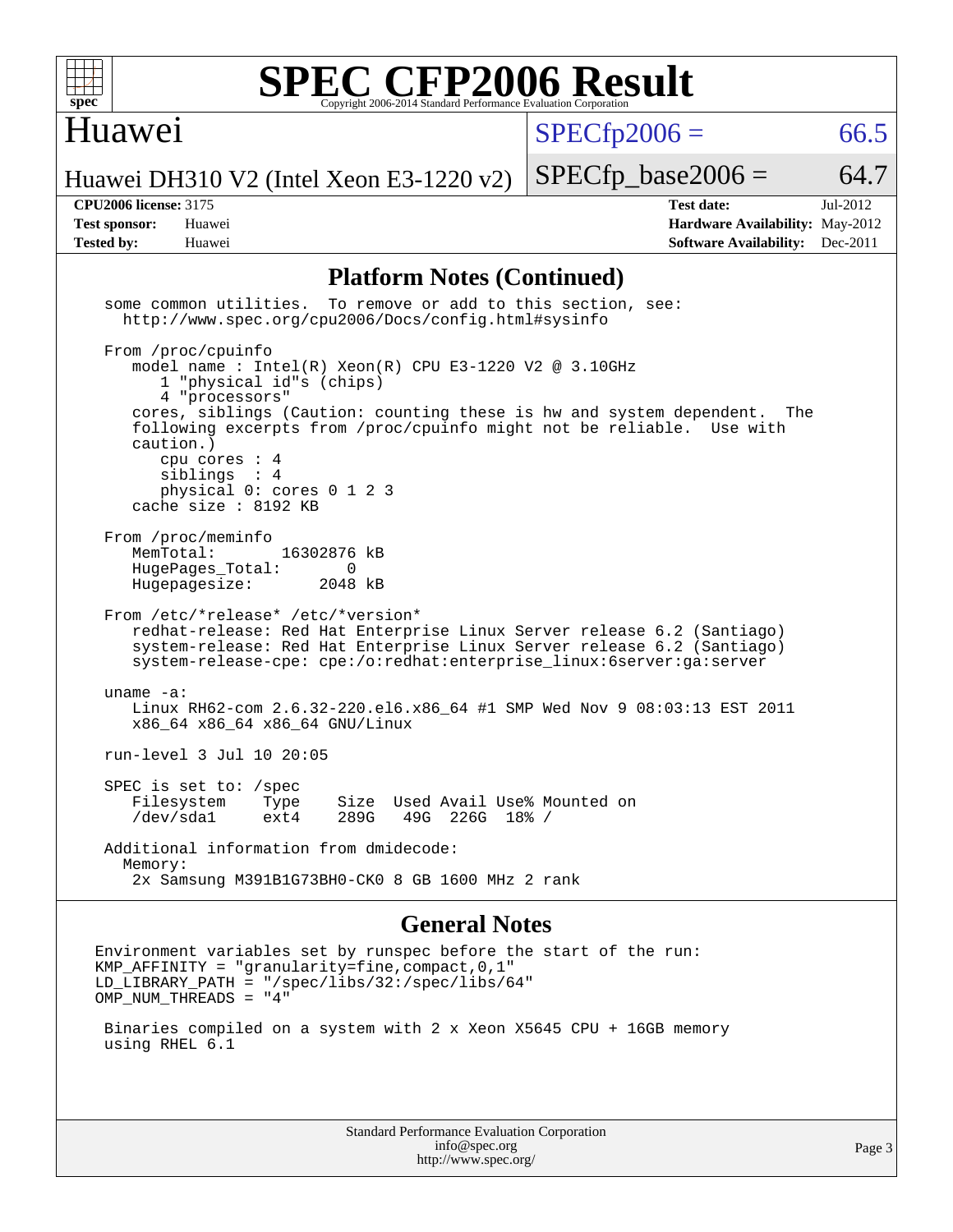## Platform Notes (Continued)

```
some common utilities.  To remove or add to this section, see:
  http://www.spec.org/cpu2006/Docs/config.html#sysinfo

From /proc/cpuinfo
   model name : Intel(R) Xeon(R) CPU E3-1220 V2 @ 3.10GHz
      1 "physical id"s (chips)
      4 "processors"
   cores, siblings (Caution: counting these is hw and system dependent.  The
   following excerpts from /proc/cpuinfo might not be reliable.  Use with
   caution.)
      cpu cores : 4
      siblings  : 4
      physical 0: cores 0 1 2 3
   cache size : 8192 KB

From /proc/meminfo
   MemTotal:       16302876 kB
   HugePages_Total:       0
   Hugepagesize:       2048 kB

From /etc/*release* /etc/*version*
   redhat-release: Red Hat Enterprise Linux Server release 6.2 (Santiago)
   system-release: Red Hat Enterprise Linux Server release 6.2 (Santiago)
   system-release-cpe: cpe:/o:redhat:enterprise_linux:6server:ga:server

uname -a:
   Linux RH62-com 2.6.32-220.el6.x86_64 #1 SMP Wed Nov 9 08:03:13 EST 2011
   x86_64 x86_64 x86_64 GNU/Linux

run-level 3 Jul 10 20:05

SPEC is set to: /spec
   Filesystem    Type    Size  Used Avail Use% Mounted on
   /dev/sda1     ext4    289G   49G  226G  18% /

Additional information from dmidecode:
  Memory:
   2x Samsung M391B1G73BH0-CK0 8 GB 1600 MHz 2 rank
```

## General Notes

```
Environment variables set by runspec before the start of the run:
KMP_AFFINITY = "granularity=fine,compact,0,1"
LD_LIBRARY_PATH = "/spec/libs/32:/spec/libs/64"
OMP_NUM_THREADS = "4"

 Binaries compiled on a system with 2 x Xeon X5645 CPU + 16GB memory
 using RHEL 6.1
```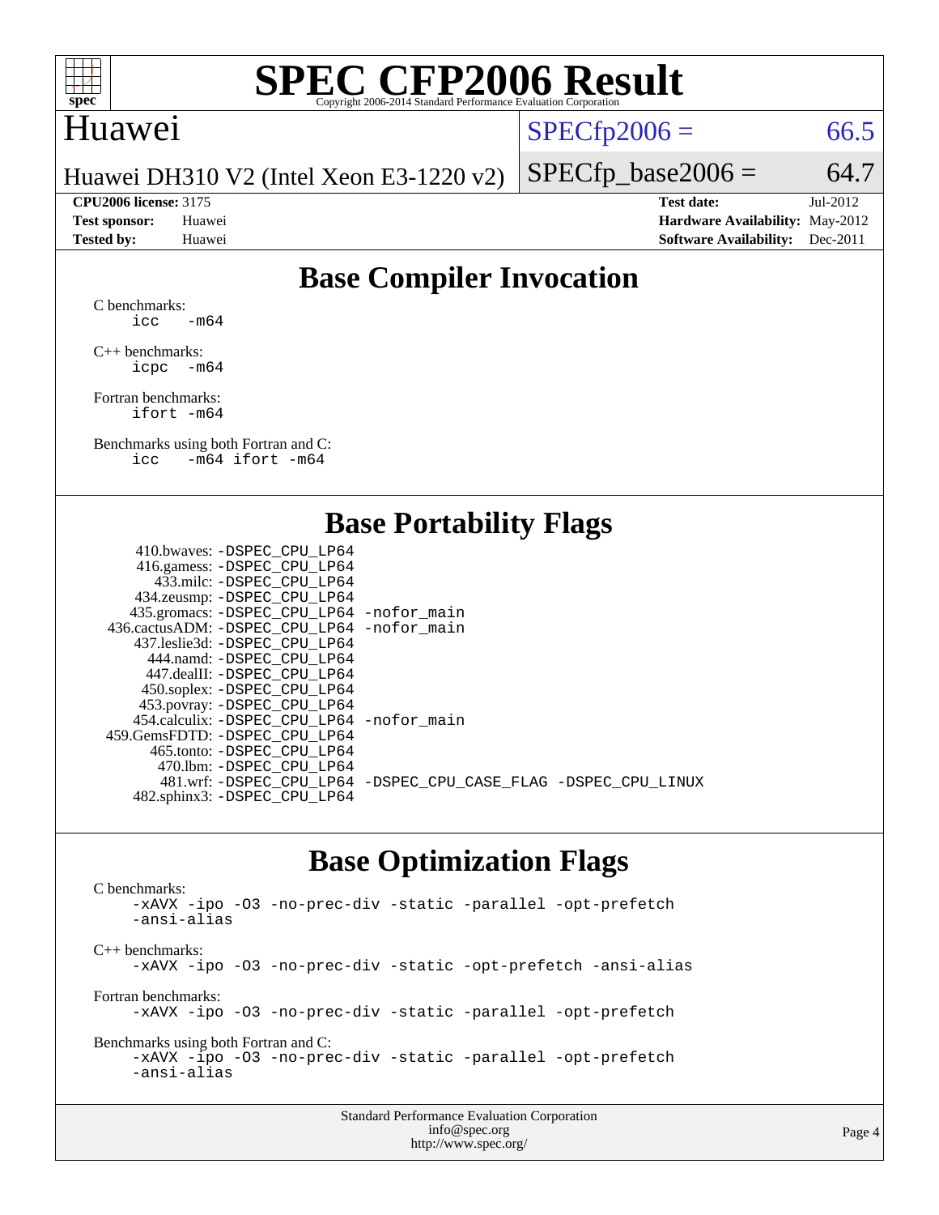# SPEC CFP2006 Result

Copyright 2006-2014 Standard Performance Evaluation Corporation

## Huawei

Huawei DH310 V2 (Intel Xeon E3-1220 v2)

SPECfp2006 = 66.5

SPECfp_base2006 = 64.7

| | | | |
|---|---|---|---|
| **CPU2006 license:** | 3175 | **Test date:** | Jul-2012 |
| **Test sponsor:** | Huawei | **Hardware Availability:** | May-2012 |
| **Tested by:** | Huawei | **Software Availability:** | Dec-2011 |

## Base Compiler Invocation

C benchmarks:
```
icc -m64
```

C++ benchmarks:
```
icpc -m64
```

Fortran benchmarks:
```
ifort -m64
```

Benchmarks using both Fortran and C:
```
icc -m64 ifort -m64
```

## Base Portability Flags

```
    410.bwaves: -DSPEC_CPU_LP64
    416.gamess: -DSPEC_CPU_LP64
      433.milc: -DSPEC_CPU_LP64
    434.zeusmp: -DSPEC_CPU_LP64
   435.gromacs: -DSPEC_CPU_LP64 -nofor_main
 436.cactusADM: -DSPEC_CPU_LP64 -nofor_main
   437.leslie3d: -DSPEC_CPU_LP64
     444.namd: -DSPEC_CPU_LP64
    447.dealII: -DSPEC_CPU_LP64
    450.soplex: -DSPEC_CPU_LP64
    453.povray: -DSPEC_CPU_LP64
  454.calculix: -DSPEC_CPU_LP64 -nofor_main
 459.GemsFDTD: -DSPEC_CPU_LP64
     465.tonto: -DSPEC_CPU_LP64
      470.lbm: -DSPEC_CPU_LP64
      481.wrf: -DSPEC_CPU_LP64 -DSPEC_CPU_CASE_FLAG -DSPEC_CPU_LINUX
   482.sphinx3: -DSPEC_CPU_LP64
```

## Base Optimization Flags

C benchmarks:
```
-xAVX -ipo -O3 -no-prec-div -static -parallel -opt-prefetch
-ansi-alias
```

C++ benchmarks:
```
-xAVX -ipo -O3 -no-prec-div -static -opt-prefetch -ansi-alias
```

Fortran benchmarks:
```
-xAVX -ipo -O3 -no-prec-div -static -parallel -opt-prefetch
```

Benchmarks using both Fortran and C:
```
-xAVX -ipo -O3 -no-prec-div -static -parallel -opt-prefetch
-ansi-alias
```

Standard Performance Evaluation Corporation
info@spec.org
http://www.spec.org/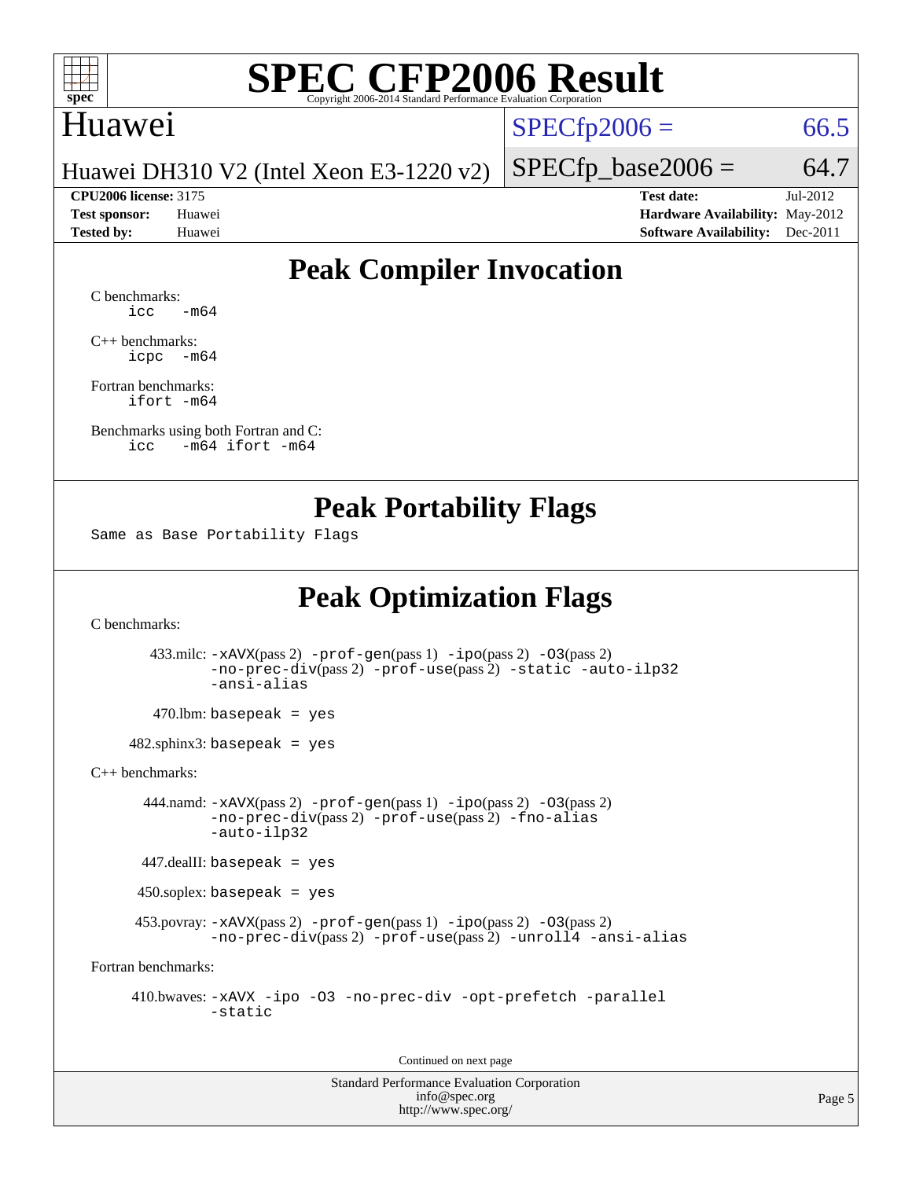# SPEC CFP2006 Result

Copyright 2006-2014 Standard Performance Evaluation Corporation

## Huawei

Huawei DH310 V2 (Intel Xeon E3-1220 v2)

SPECfp2006 = 66.5

SPECfp_base2006 = 64.7

| | | | |
|---|---|---|---|
| **CPU2006 license:** 3175 | | **Test date:** | Jul-2012 |
| **Test sponsor:** | Huawei | **Hardware Availability:** | May-2012 |
| **Tested by:** | Huawei | **Software Availability:** | Dec-2011 |

## Peak Compiler Invocation

C benchmarks:
```
icc   -m64
```

C++ benchmarks:
```
icpc  -m64
```

Fortran benchmarks:
```
ifort -m64
```

Benchmarks using both Fortran and C:
```
icc   -m64 ifort -m64
```

## Peak Portability Flags

Same as Base Portability Flags

## Peak Optimization Flags

C benchmarks:

433.milc: -xAVX(pass 2) -prof-gen(pass 1) -ipo(pass 2) -O3(pass 2) -no-prec-div(pass 2) -prof-use(pass 2) -static -auto-ilp32 -ansi-alias

470.lbm: basepeak = yes

482.sphinx3: basepeak = yes

C++ benchmarks:

444.namd: -xAVX(pass 2) -prof-gen(pass 1) -ipo(pass 2) -O3(pass 2) -no-prec-div(pass 2) -prof-use(pass 2) -fno-alias -auto-ilp32

447.dealII: basepeak = yes

450.soplex: basepeak = yes

453.povray: -xAVX(pass 2) -prof-gen(pass 1) -ipo(pass 2) -O3(pass 2) -no-prec-div(pass 2) -prof-use(pass 2) -unroll4 -ansi-alias

Fortran benchmarks:

410.bwaves: -xAVX -ipo -O3 -no-prec-div -opt-prefetch -parallel -static

Continued on next page

Standard Performance Evaluation Corporation
info@spec.org
http://www.spec.org/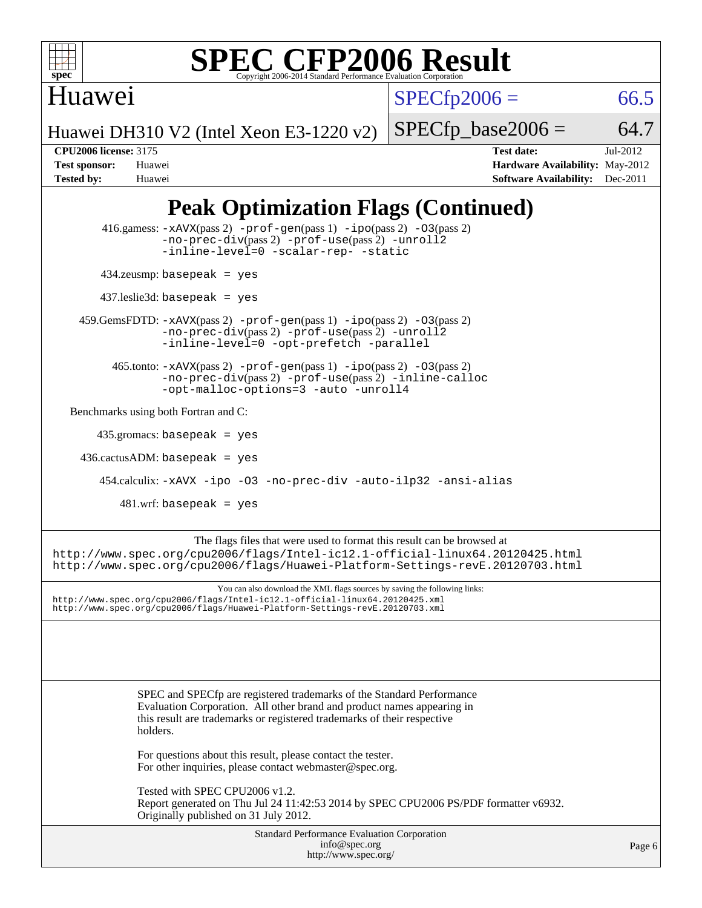# Peak Optimization Flags (Continued)

416.gamess: -xAVX(pass 2) -prof-gen(pass 1) -ipo(pass 2) -O3(pass 2) -no-prec-div(pass 2) -prof-use(pass 2) -unroll2 -inline-level=0 -scalar-rep- -static

434.zeusmp: basepeak = yes

437.leslie3d: basepeak = yes

459.GemsFDTD: -xAVX(pass 2) -prof-gen(pass 1) -ipo(pass 2) -O3(pass 2) -no-prec-div(pass 2) -prof-use(pass 2) -unroll2 -inline-level=0 -opt-prefetch -parallel

465.tonto: -xAVX(pass 2) -prof-gen(pass 1) -ipo(pass 2) -O3(pass 2) -no-prec-div(pass 2) -prof-use(pass 2) -inline-calloc -opt-malloc-options=3 -auto -unroll4

Benchmarks using both Fortran and C:

435.gromacs: basepeak = yes

436.cactusADM: basepeak = yes

454.calculix: -xAVX -ipo -O3 -no-prec-div -auto-ilp32 -ansi-alias

481.wrf: basepeak = yes

The flags files that were used to format this result can be browsed at
http://www.spec.org/cpu2006/flags/Intel-ic12.1-official-linux64.20120425.html
http://www.spec.org/cpu2006/flags/Huawei-Platform-Settings-revE.20120703.html

You can also download the XML flags sources by saving the following links:
http://www.spec.org/cpu2006/flags/Intel-ic12.1-official-linux64.20120425.xml
http://www.spec.org/cpu2006/flags/Huawei-Platform-Settings-revE.20120703.xml

SPEC and SPECfp are registered trademarks of the Standard Performance Evaluation Corporation. All other brand and product names appearing in this result are trademarks or registered trademarks of their respective holders.

For questions about this result, please contact the tester.
For other inquiries, please contact webmaster@spec.org.

Tested with SPEC CPU2006 v1.2.
Report generated on Thu Jul 24 11:42:53 2014 by SPEC CPU2006 PS/PDF formatter v6932.
Originally published on 31 July 2012.